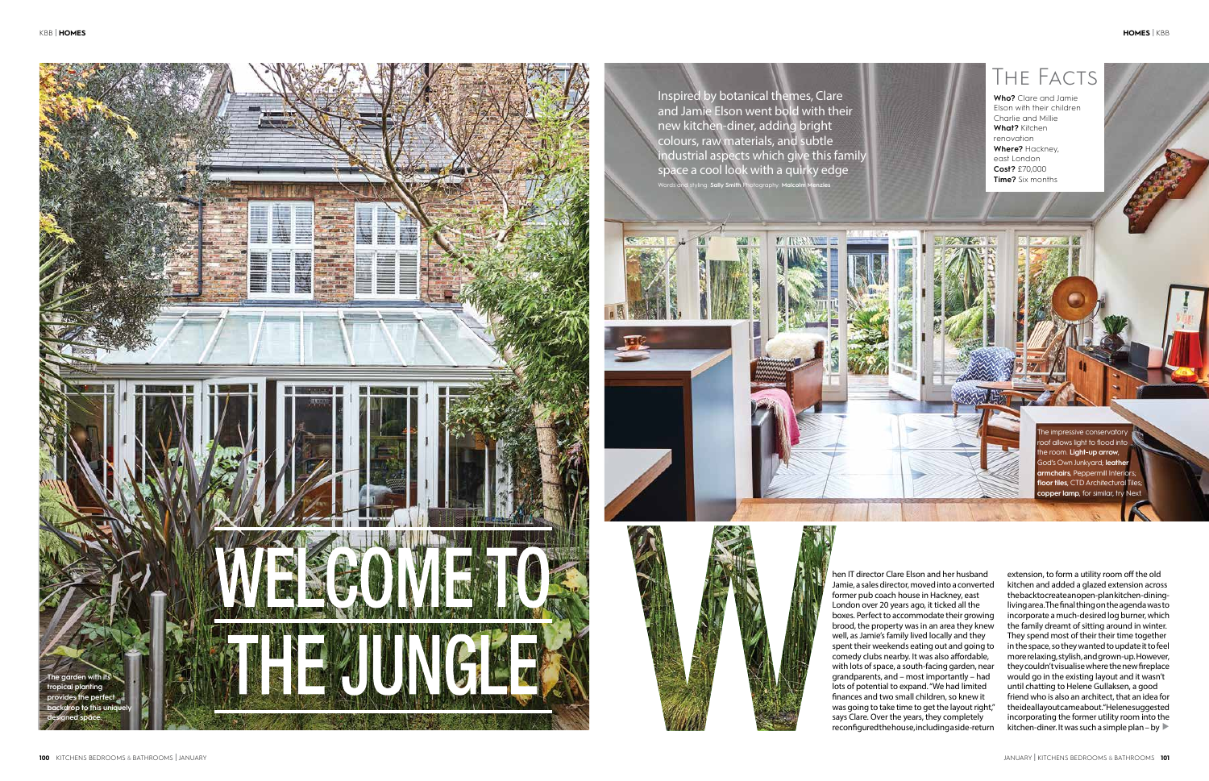# WELCOME TO THE JUNGLE

Inspired by botanical themes, Clare and Jamie Elson went bold with their new kitchen-diner, adding bright colours, raw materials, and subtle industrial aspects which give this family space a cool look with a quirky edge

Words and styling: **Sally Smith** Photography: **Malcolm Menzies**

## The Facts

**Who?** Clare and Jamie Elson with their children Charlie and Millie
**What?** Kitchen renovation
**Where?** Hackney, east London
**Cost?** £70,000
**Time?** Six months

The garden with its tropical planting provides the perfect backdrop to this uniquely designed space.

The impressive conservatory roof allows light to flood into the room. **Light-up arrow**, God's Own Junkyard; **leather armchairs**, Peppermill Interiors; **floor tiles**, CTD Architectural Tiles; **copper lamp**, for similar, try Next

When IT director Clare Elson and her husband Jamie, a sales director, moved into a converted former pub coach house in Hackney, east London over 20 years ago, it ticked all the boxes. Perfect to accommodate their growing brood, the property was in an area they knew well, as Jamie's family lived locally and they spent their weekends eating out and going to comedy clubs nearby. It was also affordable, with lots of space, a south-facing garden, near grandparents, and – most importantly – had lots of potential to expand. "We had limited finances and two small children, so knew it was going to take time to get the layout right," says Clare. Over the years, they completely reconfigured the house, including a side-return extension, to form a utility room off the old kitchen and added a glazed extension across the back to create an open-plan kitchen-dining-living area. The final thing on the agenda was to incorporate a much-desired log burner, which the family dreamt of sitting around in winter. They spend most of their their time together in the space, so they wanted to update it to feel more relaxing, stylish, and grown-up. However, they couldn't visualise where the new fireplace would go in the existing layout and it wasn't until chatting to Helene Gullaksen, a good friend who is also an architect, that an idea for the ideal layout came about. "Helene suggested incorporating the former utility room into the kitchen-diner. It was such a simple plan – by ►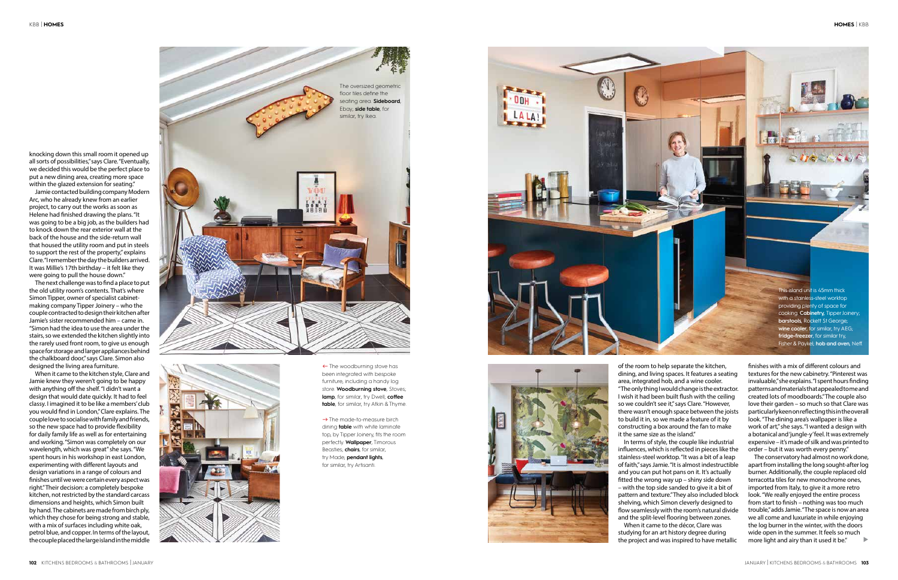knocking down this small room it opened up all sorts of possibilities," says Clare. "Eventually, we decided this would be the perfect place to put a new dining area, creating more space within the glazed extension for seating."

Jamie contacted building company Modern Arc, who he already knew from an earlier project, to carry out the works as soon as Helene had finished drawing the plans. "It was going to be a big job, as the builders had to knock down the rear exterior wall at the back of the house and the side-return wall that housed the utility room and put in steels to support the rest of the property," explains Clare. "I remember the day the builders arrived. It was Millie's 17th birthday – it felt like they were going to pull the house down."

The next challenge was to find a place to put the old utility room's contents. That's where Simon Tipper, owner of specialist cabinet-making company Tipper Joinery – who the couple contracted to design their kitchen after Jamie's sister recommended him – came in. "Simon had the idea to use the area under the stairs, so we extended the kitchen slightly into the rarely used front room, to give us enough space for storage and larger appliances behind the chalkboard door," says Clare. Simon also designed the living area furniture.

When it came to the kitchen style, Clare and Jamie knew they weren't going to be happy with anything off the shelf. "I didn't want a design that would date quickly. It had to feel classy. I imagined it to be like a members' club you would find in London," Clare explains. The couple love to socialise with family and friends, so the new space had to provide flexibility for daily family life as well as for entertaining and working. "Simon was completely on our wavelength, which was great" she says. "We spent hours in his workshop in east London, experimenting with different layouts and design variations in a range of colours and finishes until we were certain every aspect was right." Their decision: a completely bespoke kitchen, not restricted by the standard carcass dimensions and heights, which Simon built by hand. The cabinets are made from birch ply, which they chose for being strong and stable, with a mix of surfaces including white oak, petrol blue, and copper. In terms of the layout, the couple placed the large island in the middle of the room to help separate the kitchen, dining, and living spaces. It features a seating area, integrated hob, and a wine cooler. "The only thing I would change is the extractor. I wish it had been built flush with the ceiling so we couldn't see it," says Clare. "However, there wasn't enough space between the joists to build it in, so we made a feature of it by constructing a box around the fan to make it the same size as the island."

In terms of style, the couple like industrial influences, which is reflected in pieces like the stainless-steel worktop. "It was a bit of a leap of faith," says Jamie. "It is almost indestructible and you can put hot pans on it. It's actually fitted the wrong way up – shiny side down – with the top side sanded to give it a bit of pattern and texture." They also included block shelving, which Simon cleverly designed to flow seamlessly with the room's natural divide and the split-level flooring between zones.

When it came to the décor, Clare was studying for an art history degree during the project and was inspired to have metallic finishes with a mix of different colours and textures for the new cabinetry. "Pinterest was invaluable," she explains. "I spent hours finding patterns and materials that appealed to me and created lots of moodboards." The couple also love their garden – so much so that Clare was particularly keen on reflecting this in the overall look. "The dining area's wallpaper is like a work of art," she says. "I wanted a design with a botanical and 'jungle-y' feel. It was extremely expensive – it's made of silk and was printed to order – but it was worth every penny."

The conservatory had almost no work done, apart from installing the long sought-after log burner. Additionally, the couple replaced old terracotta tiles for new monochrome ones, imported from Italy, to give it a more retro look. "We really enjoyed the entire process from start to finish – nothing was too much trouble," adds Jamie. "The space is now an area we all come and luxuriate in while enjoying the log burner in the winter, with the doors wide open in the summer. It feels so much more light and airy than it used it be."

The oversized geometric floor tiles define the seating area. **Sideboard**, Ebay; **side table**, for similar, try Ikea.

← The woodburning stove has been integrated with bespoke furniture, including a handy log store. **Woodburning stove**, Stovax; **lamp**, for similar, try Dwell; **coffee table**, for similar, try Atkin & Thyme

→ The made-to-measure birch dining **table** with white laminate top, by Tipper Joinery, fits the room perfectly. **Wallpaper**, Timorous Beasties; **chairs**, for similar, try Made; **pendant lights**, for similar, try Artisanti

This island unit is 45mm thick with a stainless-steel worktop providing plenty of space for cooking. **Cabinetry**, Tipper Joinery; **barstools**, Rockett St George; **wine cooler**, for similar, try AEG; **fridge-freezer**, for similar try, Fisher & Paykel; **hob and oven**, Neff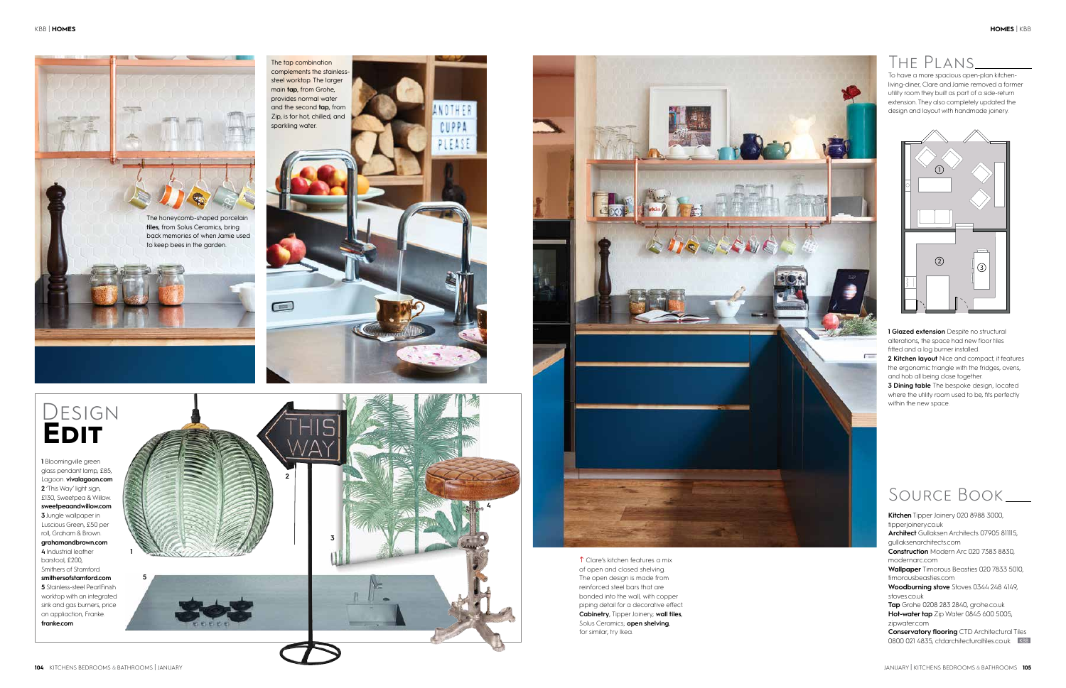The honeycomb-shaped porcelain **tiles**, from Solus Ceramics, bring back memories of when Jamie used to keep bees in the garden.

The tap combination complements the stainless-steel worktop. The larger main **tap**, from Grohe, provides normal water and the second **tap**, from Zip, is for hot, chilled, and sparkling water.

# Design **Edit**

**1** Bloomingville green glass pendant lamp, £85, Lagoon. **vivalagoon.com**
**2** 'This Way' light sign, £130, Sweetpea & Willow. **sweetpeaandwillow.com**
**3** Jungle wallpaper in Luscious Green, £50 per roll, Graham & Brown. **grahamandbrown.com**
**4** Industrial leather barstool, £200, Smithers of Stamford. **smithersofstamford.com**
**5** Stainless-steel PearlFinish worktop with an integrated sink and gas burners, price on application, Franke. **franke.com**

↑ Clare's kitchen features a mix of open and closed shelving. The open design is made from reinforced steel bars that are bonded into the wall, with copper piping detail for a decorative effect. **Cabinetry**, Tipper Joinery; **wall tiles**, Solus Ceramics; **open shelving**, for similar, try Ikea.

# The Plans

To have a more spacious open-plan kitchen-living-diner, Clare and Jamie removed a former utility room they built as part of a side-return extension. They also completely updated the design and layout with handmade joinery.

**1 Glazed extension** Despite no structural alterations, the space had new floor tiles fitted and a log burner installed.
**2 Kitchen layout** Nice and compact, it features the ergonomic triangle with the fridges, ovens, and hob all being close together.
**3 Dining table** The bespoke design, located where the utility room used to be, fits perfectly within the new space.

# Source Book

**Kitchen** Tipper Joinery 020 8988 3000, tipperjoinery.co.uk
**Architect** Gullaksen Architects 07905 811115, gullaksenarchitects.com
**Construction** Modern Arc 020 7383 8830, modernarc.com
**Wallpaper** Timorous Beasties 020 7833 5010, timorousbeasties.com
**Woodburning stove** Stoves 0344 248 4149, stoves.co.uk
**Tap** Grohe 0208 283 2840, grohe.co.uk
**Hot-water tap** Zip Water 0845 600 5005, zipwater.com
**Conservatory flooring** CTD Architectural Tiles 0800 021 4835, ctdarchitecturaltiles.co.uk